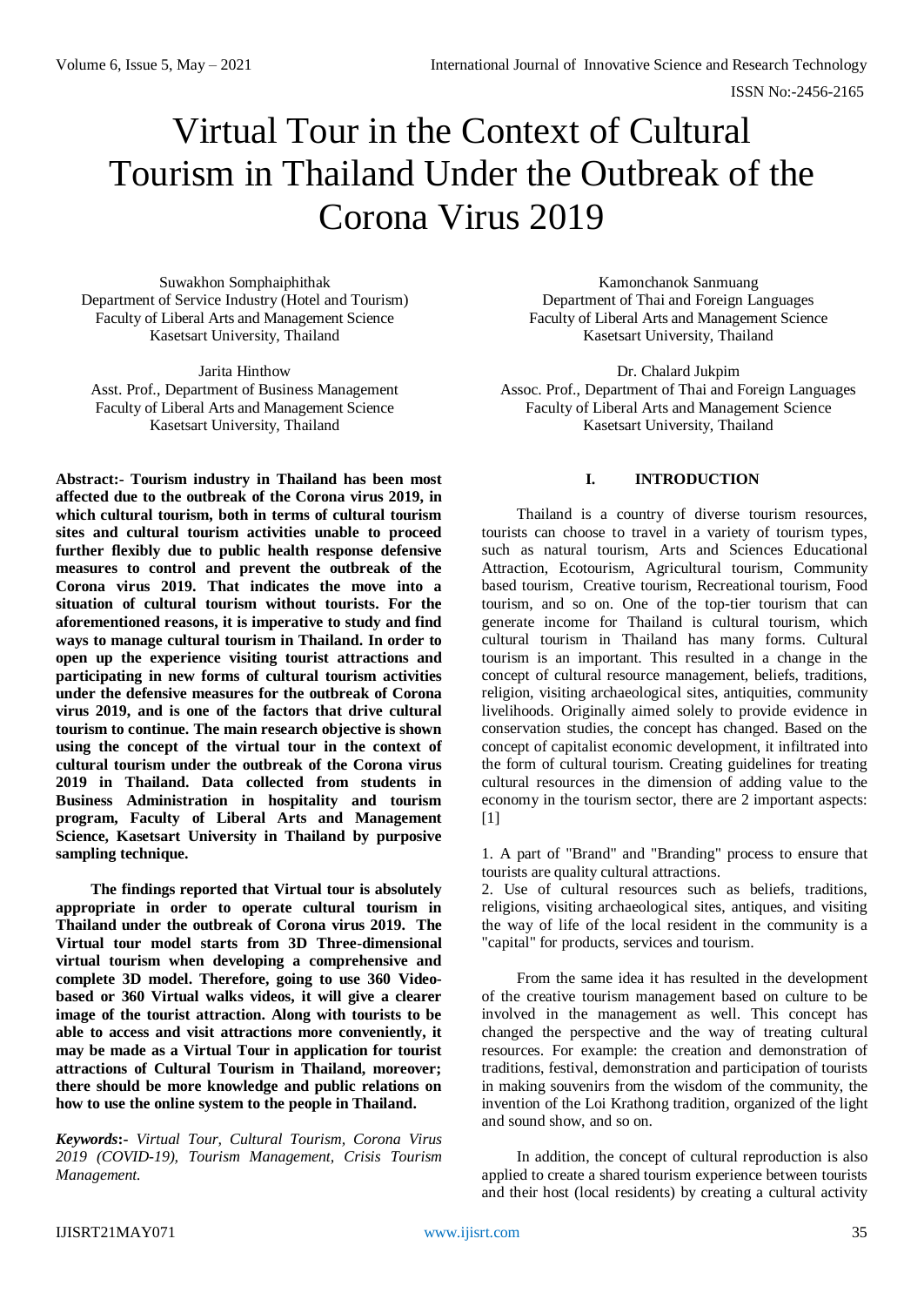# Virtual Tour in the Context of Cultural Tourism in Thailand Under the Outbreak of the Corona Virus 2019

Suwakhon Somphaiphithak
Department of Service Industry (Hotel and Tourism)
Faculty of Liberal Arts and Management Science
Kasetsart University, Thailand

Kamonchanok Sanmuang
Department of Thai and Foreign Languages
Faculty of Liberal Arts and Management Science
Kasetsart University, Thailand

Jarita Hinthow
Asst. Prof., Department of Business Management
Faculty of Liberal Arts and Management Science
Kasetsart University, Thailand

Dr. Chalard Jukpim
Assoc. Prof., Department of Thai and Foreign Languages
Faculty of Liberal Arts and Management Science
Kasetsart University, Thailand

**Abstract:- Tourism industry in Thailand has been most affected due to the outbreak of the Corona virus 2019, in which cultural tourism, both in terms of cultural tourism sites and cultural tourism activities unable to proceed further flexibly due to public health response defensive measures to control and prevent the outbreak of the Corona virus 2019. That indicates the move into a situation of cultural tourism without tourists. For the aforementioned reasons, it is imperative to study and find ways to manage cultural tourism in Thailand. In order to open up the experience visiting tourist attractions and participating in new forms of cultural tourism activities under the defensive measures for the outbreak of Corona virus 2019, and is one of the factors that drive cultural tourism to continue. The main research objective is shown using the concept of the virtual tour in the context of cultural tourism under the outbreak of the Corona virus 2019 in Thailand. Data collected from students in Business Administration in hospitality and tourism program, Faculty of Liberal Arts and Management Science, Kasetsart University in Thailand by purposive sampling technique.**

**The findings reported that Virtual tour is absolutely appropriate in order to operate cultural tourism in Thailand under the outbreak of Corona virus 2019. The Virtual tour model starts from 3D Three-dimensional virtual tourism when developing a comprehensive and complete 3D model. Therefore, going to use 360 Video-based or 360 Virtual walks videos, it will give a clearer image of the tourist attraction. Along with tourists to be able to access and visit attractions more conveniently, it may be made as a Virtual Tour in application for tourist attractions of Cultural Tourism in Thailand, moreover; there should be more knowledge and public relations on how to use the online system to the people in Thailand.**

***Keywords:-*** *Virtual Tour, Cultural Tourism, Corona Virus 2019 (COVID-19), Tourism Management, Crisis Tourism Management.*

## I. INTRODUCTION

Thailand is a country of diverse tourism resources, tourists can choose to travel in a variety of tourism types, such as natural tourism, Arts and Sciences Educational Attraction, Ecotourism, Agricultural tourism, Community based tourism, Creative tourism, Recreational tourism, Food tourism, and so on. One of the top-tier tourism that can generate income for Thailand is cultural tourism, which cultural tourism in Thailand has many forms. Cultural tourism is an important. This resulted in a change in the concept of cultural resource management, beliefs, traditions, religion, visiting archaeological sites, antiquities, community livelihoods. Originally aimed solely to provide evidence in conservation studies, the concept has changed. Based on the concept of capitalist economic development, it infiltrated into the form of cultural tourism. Creating guidelines for treating cultural resources in the dimension of adding value to the economy in the tourism sector, there are 2 important aspects: [1]

1. A part of "Brand" and "Branding" process to ensure that tourists are quality cultural attractions.
2. Use of cultural resources such as beliefs, traditions, religions, visiting archaeological sites, antiques, and visiting the way of life of the local resident in the community is a "capital" for products, services and tourism.

From the same idea it has resulted in the development of the creative tourism management based on culture to be involved in the management as well. This concept has changed the perspective and the way of treating cultural resources. For example: the creation and demonstration of traditions, festival, demonstration and participation of tourists in making souvenirs from the wisdom of the community, the invention of the Loi Krathong tradition, organized of the light and sound show, and so on.

In addition, the concept of cultural reproduction is also applied to create a shared tourism experience between tourists and their host (local residents) by creating a cultural activity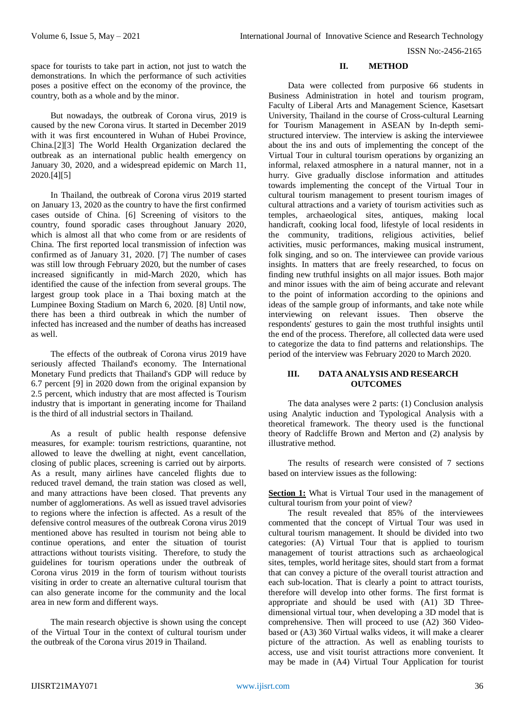space for tourists to take part in action, not just to watch the demonstrations. In which the performance of such activities poses a positive effect on the economy of the province, the country, both as a whole and by the minor.

But nowadays, the outbreak of Corona virus, 2019 is caused by the new Corona virus. It started in December 2019 with it was first encountered in Wuhan of Hubei Province, China.[2][3] The World Health Organization declared the outbreak as an international public health emergency on January 30, 2020, and a widespread epidemic on March 11, 2020.[4][5]

In Thailand, the outbreak of Corona virus 2019 started on January 13, 2020 as the country to have the first confirmed cases outside of China. [6] Screening of visitors to the country, found sporadic cases throughout January 2020, which is almost all that who come from or are residents of China. The first reported local transmission of infection was confirmed as of January 31, 2020. [7] The number of cases was still low through February 2020, but the number of cases increased significantly in mid-March 2020, which has identified the cause of the infection from several groups. The largest group took place in a Thai boxing match at the Lumpinee Boxing Stadium on March 6, 2020. [8] Until now, there has been a third outbreak in which the number of infected has increased and the number of deaths has increased as well.

The effects of the outbreak of Corona virus 2019 have seriously affected Thailand's economy. The International Monetary Fund predicts that Thailand's GDP will reduce by 6.7 percent [9] in 2020 down from the original expansion by 2.5 percent, which industry that are most affected is Tourism industry that is important in generating income for Thailand is the third of all industrial sectors in Thailand.

As a result of public health response defensive measures, for example: tourism restrictions, quarantine, not allowed to leave the dwelling at night, event cancellation, closing of public places, screening is carried out by airports. As a result, many airlines have canceled flights due to reduced travel demand, the train station was closed as well, and many attractions have been closed. That prevents any number of agglomerations. As well as issued travel advisories to regions where the infection is affected. As a result of the defensive control measures of the outbreak Corona virus 2019 mentioned above has resulted in tourism not being able to continue operations, and enter the situation of tourist attractions without tourists visiting. Therefore, to study the guidelines for tourism operations under the outbreak of Corona virus 2019 in the form of tourism without tourists visiting in order to create an alternative cultural tourism that can also generate income for the community and the local area in new form and different ways.

The main research objective is shown using the concept of the Virtual Tour in the context of cultural tourism under the outbreak of the Corona virus 2019 in Thailand.

## II. METHOD

Data were collected from purposive 66 students in Business Administration in hotel and tourism program, Faculty of Liberal Arts and Management Science, Kasetsart University, Thailand in the course of Cross-cultural Learning for Tourism Management in ASEAN by In-depth semi-structured interview. The interview is asking the interviewee about the ins and outs of implementing the concept of the Virtual Tour in cultural tourism operations by organizing an informal, relaxed atmosphere in a natural manner, not in a hurry. Give gradually disclose information and attitudes towards implementing the concept of the Virtual Tour in cultural tourism management to present tourism images of cultural attractions and a variety of tourism activities such as temples, archaeological sites, antiques, making local handicraft, cooking local food, lifestyle of local residents in the community, traditions, religious activities, belief activities, music performances, making musical instrument, folk singing, and so on. The interviewee can provide various insights. In matters that are freely researched, to focus on finding new truthful insights on all major issues. Both major and minor issues with the aim of being accurate and relevant to the point of information according to the opinions and ideas of the sample group of informants, and take note while interviewing on relevant issues. Then observe the respondents' gestures to gain the most truthful insights until the end of the process. Therefore, all collected data were used to categorize the data to find patterns and relationships. The period of the interview was February 2020 to March 2020.

## III. DATA ANALYSIS AND RESEARCH OUTCOMES

The data analyses were 2 parts: (1) Conclusion analysis using Analytic induction and Typological Analysis with a theoretical framework. The theory used is the functional theory of Radcliffe Brown and Merton and (2) analysis by illustrative method.

The results of research were consisted of 7 sections based on interview issues as the following:

**Section 1:** What is Virtual Tour used in the management of cultural tourism from your point of view?

The result revealed that 85% of the interviewees commented that the concept of Virtual Tour was used in cultural tourism management. It should be divided into two categories: (A) Virtual Tour that is applied to tourism management of tourist attractions such as archaeological sites, temples, world heritage sites, should start from a format that can convey a picture of the overall tourist attraction and each sub-location. That is clearly a point to attract tourists, therefore will develop into other forms. The first format is appropriate and should be used with (A1) 3D Three-dimensional virtual tour, when developing a 3D model that is comprehensive. Then will proceed to use (A2) 360 Video-based or (A3) 360 Virtual walks videos, it will make a clearer picture of the attraction. As well as enabling tourists to access, use and visit tourist attractions more convenient. It may be made in (A4) Virtual Tour Application for tourist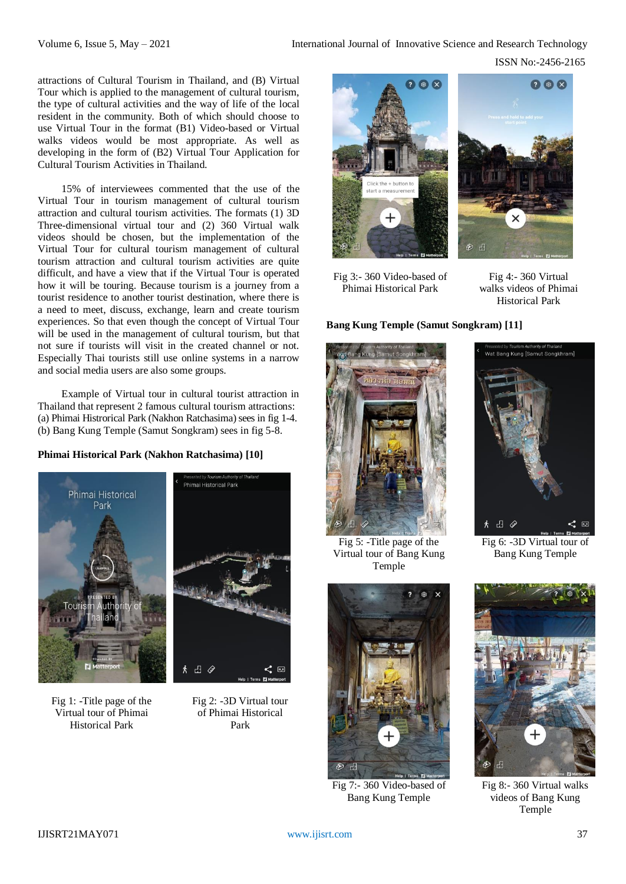attractions of Cultural Tourism in Thailand, and (B) Virtual Tour which is applied to the management of cultural tourism, the type of cultural activities and the way of life of the local resident in the community. Both of which should choose to use Virtual Tour in the format (B1) Video-based or Virtual walks videos would be most appropriate. As well as developing in the form of (B2) Virtual Tour Application for Cultural Tourism Activities in Thailand.

15% of interviewees commented that the use of the Virtual Tour in tourism management of cultural tourism attraction and cultural tourism activities. The formats (1) 3D Three-dimensional virtual tour and (2) 360 Virtual walk videos should be chosen, but the implementation of the Virtual Tour for cultural tourism management of cultural tourism attraction and cultural tourism activities are quite difficult, and have a view that if the Virtual Tour is operated how it will be touring. Because tourism is a journey from a tourist residence to another tourist destination, where there is a need to meet, discuss, exchange, learn and create tourism experiences. So that even though the concept of Virtual Tour will be used in the management of cultural tourism, but that not sure if tourists will visit in the created channel or not. Especially Thai tourists still use online systems in a narrow and social media users are also some groups.

Example of Virtual tour in cultural tourist attraction in Thailand that represent 2 famous cultural tourism attractions: (a) Phimai Histrorical Park (Nakhon Ratchasima) sees in fig 1-4. (b) Bang Kung Temple (Samut Songkram) sees in fig 5-8.

**Phimai Historical Park (Nakhon Ratchasima) [10]**

Fig 1: -Title page of the Virtual tour of Phimai Historical Park

Fig 2: -3D Virtual tour of Phimai Historical Park

Fig 3:- 360 Video-based of Phimai Historical Park

Fig 4:- 360 Virtual walks videos of Phimai Historical Park

**Bang Kung Temple (Samut Songkram) [11]**

Fig 5: -Title page of the Virtual tour of Bang Kung Temple

Fig 6: -3D Virtual tour of Bang Kung Temple

Fig 7:- 360 Video-based of Bang Kung Temple

Fig 8:- 360 Virtual walks videos of Bang Kung Temple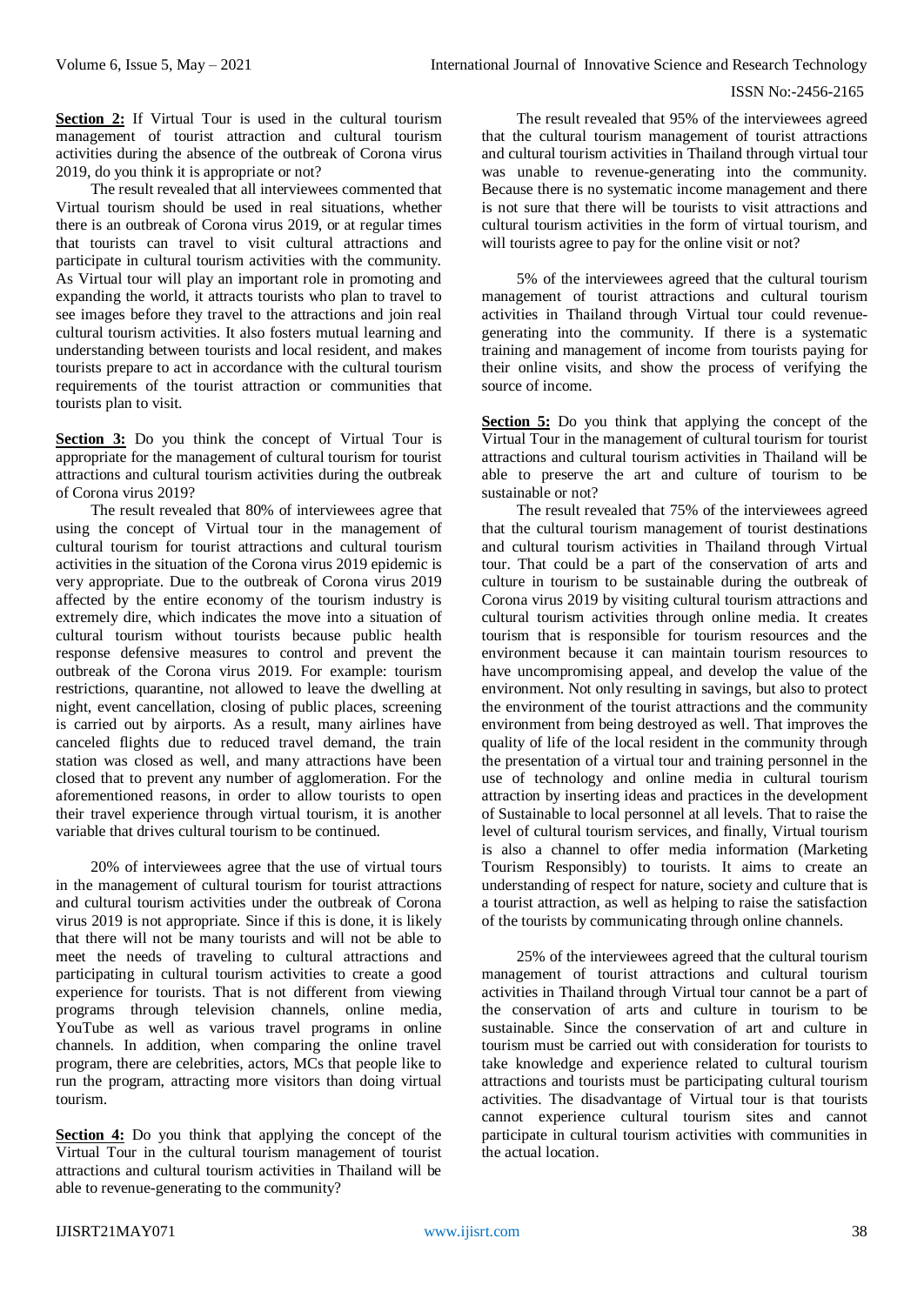**Section 2:** If Virtual Tour is used in the cultural tourism management of tourist attraction and cultural tourism activities during the absence of the outbreak of Corona virus 2019, do you think it is appropriate or not?

The result revealed that all interviewees commented that Virtual tourism should be used in real situations, whether there is an outbreak of Corona virus 2019, or at regular times that tourists can travel to visit cultural attractions and participate in cultural tourism activities with the community. As Virtual tour will play an important role in promoting and expanding the world, it attracts tourists who plan to travel to see images before they travel to the attractions and join real cultural tourism activities. It also fosters mutual learning and understanding between tourists and local resident, and makes tourists prepare to act in accordance with the cultural tourism requirements of the tourist attraction or communities that tourists plan to visit.

**Section 3:** Do you think the concept of Virtual Tour is appropriate for the management of cultural tourism for tourist attractions and cultural tourism activities during the outbreak of Corona virus 2019?

The result revealed that 80% of interviewees agree that using the concept of Virtual tour in the management of cultural tourism for tourist attractions and cultural tourism activities in the situation of the Corona virus 2019 epidemic is very appropriate. Due to the outbreak of Corona virus 2019 affected by the entire economy of the tourism industry is extremely dire, which indicates the move into a situation of cultural tourism without tourists because public health response defensive measures to control and prevent the outbreak of the Corona virus 2019. For example: tourism restrictions, quarantine, not allowed to leave the dwelling at night, event cancellation, closing of public places, screening is carried out by airports. As a result, many airlines have canceled flights due to reduced travel demand, the train station was closed as well, and many attractions have been closed that to prevent any number of agglomeration. For the aforementioned reasons, in order to allow tourists to open their travel experience through virtual tourism, it is another variable that drives cultural tourism to be continued.

20% of interviewees agree that the use of virtual tours in the management of cultural tourism for tourist attractions and cultural tourism activities under the outbreak of Corona virus 2019 is not appropriate. Since if this is done, it is likely that there will not be many tourists and will not be able to meet the needs of traveling to cultural attractions and participating in cultural tourism activities to create a good experience for tourists. That is not different from viewing programs through television channels, online media, YouTube as well as various travel programs in online channels. In addition, when comparing the online travel program, there are celebrities, actors, MCs that people like to run the program, attracting more visitors than doing virtual tourism.

**Section 4:** Do you think that applying the concept of the Virtual Tour in the cultural tourism management of tourist attractions and cultural tourism activities in Thailand will be able to revenue-generating to the community?

The result revealed that 95% of the interviewees agreed that the cultural tourism management of tourist attractions and cultural tourism activities in Thailand through virtual tour was unable to revenue-generating into the community. Because there is no systematic income management and there is not sure that there will be tourists to visit attractions and cultural tourism activities in the form of virtual tourism, and will tourists agree to pay for the online visit or not?

5% of the interviewees agreed that the cultural tourism management of tourist attractions and cultural tourism activities in Thailand through Virtual tour could revenue-generating into the community. If there is a systematic training and management of income from tourists paying for their online visits, and show the process of verifying the source of income.

**Section 5:** Do you think that applying the concept of the Virtual Tour in the management of cultural tourism for tourist attractions and cultural tourism activities in Thailand will be able to preserve the art and culture of tourism to be sustainable or not?

The result revealed that 75% of the interviewees agreed that the cultural tourism management of tourist destinations and cultural tourism activities in Thailand through Virtual tour. That could be a part of the conservation of arts and culture in tourism to be sustainable during the outbreak of Corona virus 2019 by visiting cultural tourism attractions and cultural tourism activities through online media. It creates tourism that is responsible for tourism resources and the environment because it can maintain tourism resources to have uncompromising appeal, and develop the value of the environment. Not only resulting in savings, but also to protect the environment of the tourist attractions and the community environment from being destroyed as well. That improves the quality of life of the local resident in the community through the presentation of a virtual tour and training personnel in the use of technology and online media in cultural tourism attraction by inserting ideas and practices in the development of Sustainable to local personnel at all levels. That to raise the level of cultural tourism services, and finally, Virtual tourism is also a channel to offer media information (Marketing Tourism Responsibly) to tourists. It aims to create an understanding of respect for nature, society and culture that is a tourist attraction, as well as helping to raise the satisfaction of the tourists by communicating through online channels.

25% of the interviewees agreed that the cultural tourism management of tourist attractions and cultural tourism activities in Thailand through Virtual tour cannot be a part of the conservation of arts and culture in tourism to be sustainable. Since the conservation of art and culture in tourism must be carried out with consideration for tourists to take knowledge and experience related to cultural tourism attractions and tourists must be participating cultural tourism activities. The disadvantage of Virtual tour is that tourists cannot experience cultural tourism sites and cannot participate in cultural tourism activities with communities in the actual location.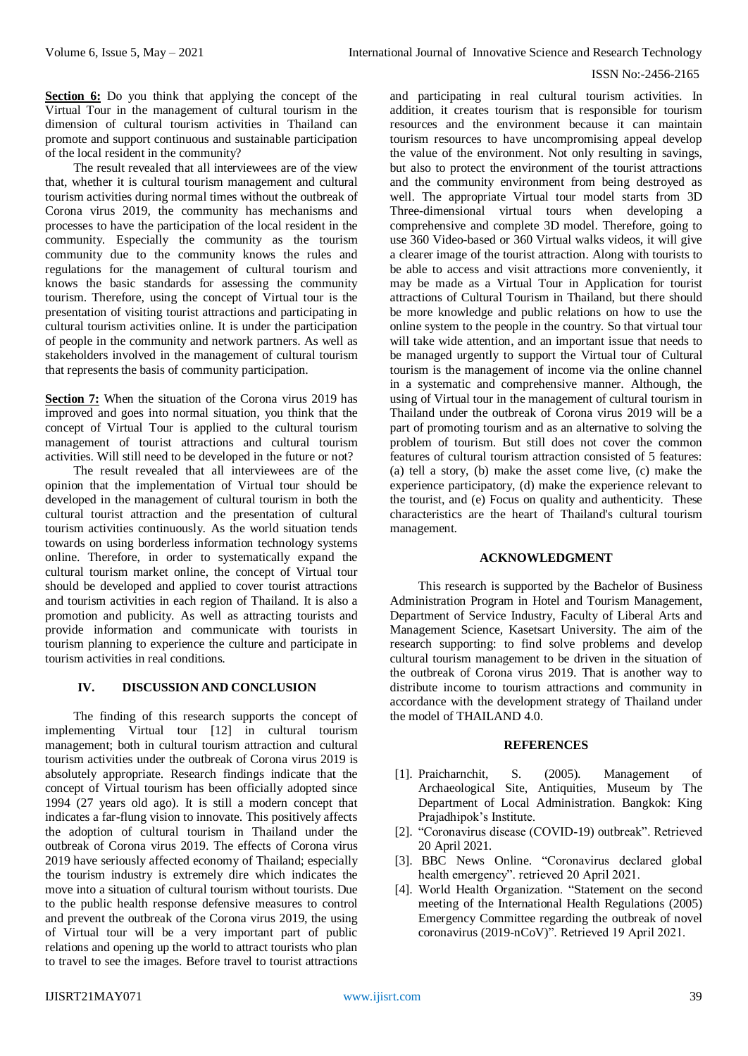**Section 6:** Do you think that applying the concept of the Virtual Tour in the management of cultural tourism in the dimension of cultural tourism activities in Thailand can promote and support continuous and sustainable participation of the local resident in the community?

The result revealed that all interviewees are of the view that, whether it is cultural tourism management and cultural tourism activities during normal times without the outbreak of Corona virus 2019, the community has mechanisms and processes to have the participation of the local resident in the community. Especially the community as the tourism community due to the community knows the rules and regulations for the management of cultural tourism and knows the basic standards for assessing the community tourism. Therefore, using the concept of Virtual tour is the presentation of visiting tourist attractions and participating in cultural tourism activities online. It is under the participation of people in the community and network partners. As well as stakeholders involved in the management of cultural tourism that represents the basis of community participation.

**Section 7:** When the situation of the Corona virus 2019 has improved and goes into normal situation, you think that the concept of Virtual Tour is applied to the cultural tourism management of tourist attractions and cultural tourism activities. Will still need to be developed in the future or not?

The result revealed that all interviewees are of the opinion that the implementation of Virtual tour should be developed in the management of cultural tourism in both the cultural tourist attraction and the presentation of cultural tourism activities continuously. As the world situation tends towards on using borderless information technology systems online. Therefore, in order to systematically expand the cultural tourism market online, the concept of Virtual tour should be developed and applied to cover tourist attractions and tourism activities in each region of Thailand. It is also a promotion and publicity. As well as attracting tourists and provide information and communicate with tourists in tourism planning to experience the culture and participate in tourism activities in real conditions.

## IV. DISCUSSION AND CONCLUSION

The finding of this research supports the concept of implementing Virtual tour [12] in cultural tourism management; both in cultural tourism attraction and cultural tourism activities under the outbreak of Corona virus 2019 is absolutely appropriate. Research findings indicate that the concept of Virtual tourism has been officially adopted since 1994 (27 years old ago). It is still a modern concept that indicates a far-flung vision to innovate. This positively affects the adoption of cultural tourism in Thailand under the outbreak of Corona virus 2019. The effects of Corona virus 2019 have seriously affected economy of Thailand; especially the tourism industry is extremely dire which indicates the move into a situation of cultural tourism without tourists. Due to the public health response defensive measures to control and prevent the outbreak of the Corona virus 2019, the using of Virtual tour will be a very important part of public relations and opening up the world to attract tourists who plan to travel to see the images. Before travel to tourist attractions and participating in real cultural tourism activities. In addition, it creates tourism that is responsible for tourism resources and the environment because it can maintain tourism resources to have uncompromising appeal develop the value of the environment. Not only resulting in savings, but also to protect the environment of the tourist attractions and the community environment from being destroyed as well. The appropriate Virtual tour model starts from 3D Three-dimensional virtual tours when developing a comprehensive and complete 3D model. Therefore, going to use 360 Video-based or 360 Virtual walks videos, it will give a clearer image of the tourist attraction. Along with tourists to be able to access and visit attractions more conveniently, it may be made as a Virtual Tour in Application for tourist attractions of Cultural Tourism in Thailand, but there should be more knowledge and public relations on how to use the online system to the people in the country. So that virtual tour will take wide attention, and an important issue that needs to be managed urgently to support the Virtual tour of Cultural tourism is the management of income via the online channel in a systematic and comprehensive manner. Although, the using of Virtual tour in the management of cultural tourism in Thailand under the outbreak of Corona virus 2019 will be a part of promoting tourism and as an alternative to solving the problem of tourism. But still does not cover the common features of cultural tourism attraction consisted of 5 features: (a) tell a story, (b) make the asset come live, (c) make the experience participatory, (d) make the experience relevant to the tourist, and (e) Focus on quality and authenticity. These characteristics are the heart of Thailand's cultural tourism management.

## ACKNOWLEDGMENT

This research is supported by the Bachelor of Business Administration Program in Hotel and Tourism Management, Department of Service Industry, Faculty of Liberal Arts and Management Science, Kasetsart University. The aim of the research supporting: to find solve problems and develop cultural tourism management to be driven in the situation of the outbreak of Corona virus 2019. That is another way to distribute income to tourism attractions and community in accordance with the development strategy of Thailand under the model of THAILAND 4.0.

## REFERENCES

[1]. Praicharnchit, S. (2005). Management of Archaeological Site, Antiquities, Museum by The Department of Local Administration. Bangkok: King Prajadhipok's Institute.

[2]. "Coronavirus disease (COVID-19) outbreak". Retrieved 20 April 2021.

[3]. BBC News Online. "Coronavirus declared global health emergency". retrieved 20 April 2021.

[4]. World Health Organization. "Statement on the second meeting of the International Health Regulations (2005) Emergency Committee regarding the outbreak of novel coronavirus (2019-nCoV)". Retrieved 19 April 2021.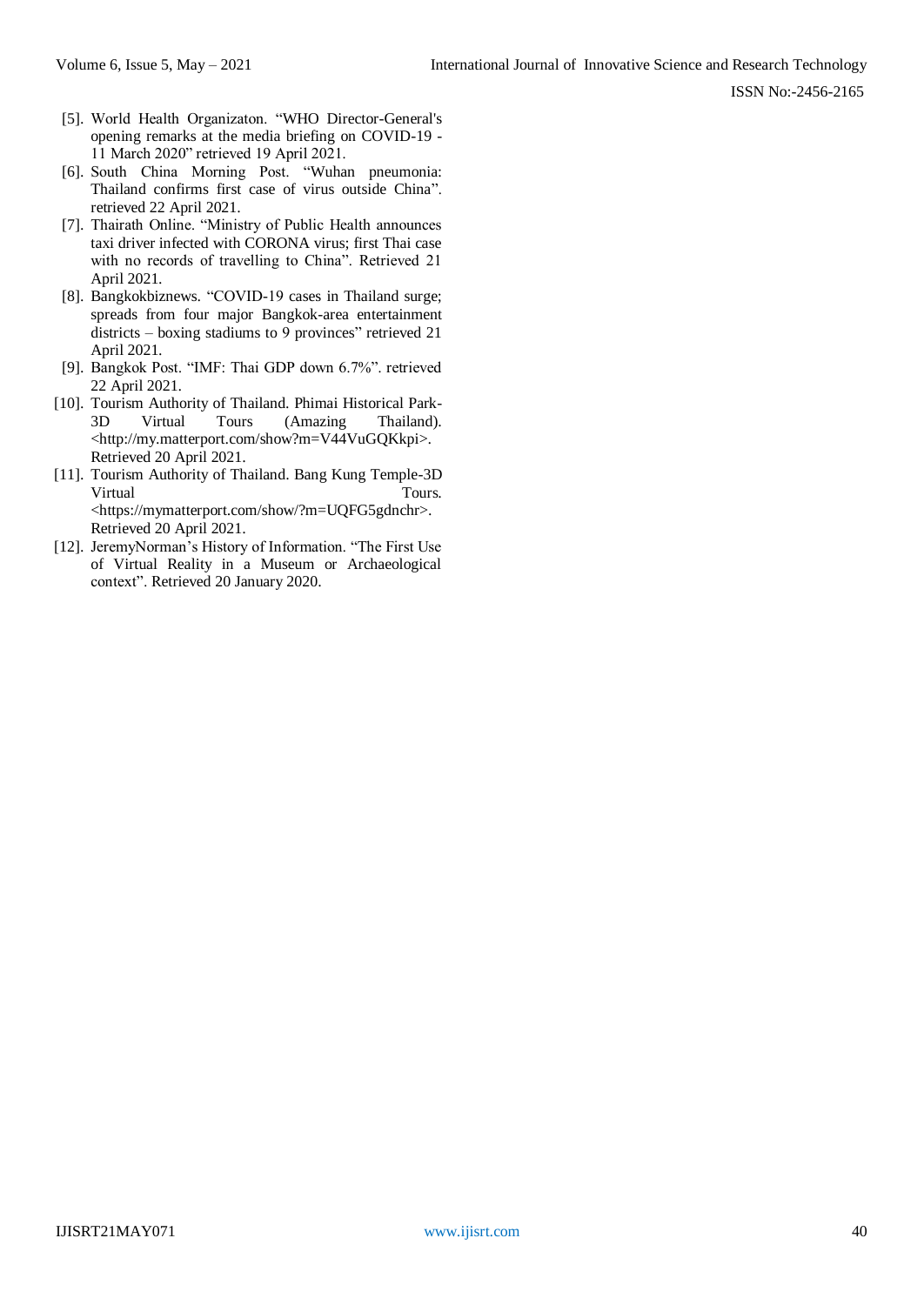[5]. World Health Organizaton. "WHO Director-General's opening remarks at the media briefing on COVID-19 - 11 March 2020" retrieved 19 April 2021.

[6]. South China Morning Post. "Wuhan pneumonia: Thailand confirms first case of virus outside China". retrieved 22 April 2021.

[7]. Thairath Online. "Ministry of Public Health announces taxi driver infected with CORONA virus; first Thai case with no records of travelling to China". Retrieved 21 April 2021.

[8]. Bangkokbiznews. "COVID-19 cases in Thailand surge; spreads from four major Bangkok-area entertainment districts – boxing stadiums to 9 provinces" retrieved 21 April 2021.

[9]. Bangkok Post. "IMF: Thai GDP down 6.7%". retrieved 22 April 2021.

[10]. Tourism Authority of Thailand. Phimai Historical Park-3D Virtual Tours (Amazing Thailand). <http://my.matterport.com/show?m=V44VuGQKkpi>. Retrieved 20 April 2021.

[11]. Tourism Authority of Thailand. Bang Kung Temple-3D Virtual Tours. <https://mymatterport.com/show/?m=UQFG5gdnchr>. Retrieved 20 April 2021.

[12]. JeremyNorman's History of Information. "The First Use of Virtual Reality in a Museum or Archaeological context". Retrieved 20 January 2020.